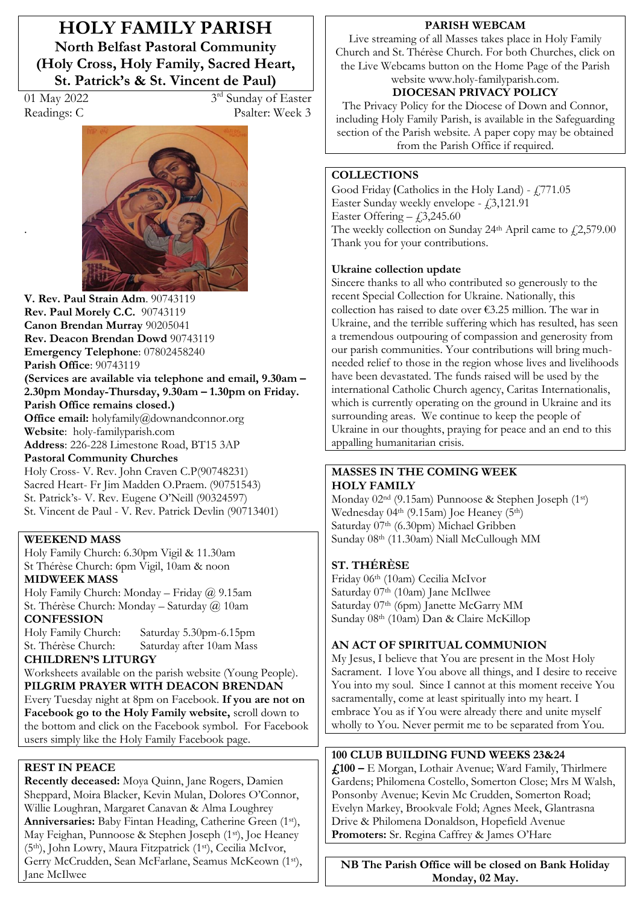# HOLY FAMILY PARISH

**North Belfast Pastoral Community (Holy Cross, Holy Family, Sacred Heart, St. Patrick's & St. Vincent de Paul)**

01 May 2022 — 3rd Sunday of Easter
Readings: C — Psalter: Week 3

**V. Rev. Paul Strain Adm**. 90743119
**Rev. Paul Morely C.C.** 90743119
**Canon Brendan Murray** 90205041
**Rev. Deacon Brendan Dowd** 90743119
**Emergency Telephone**: 07802458240
**Parish Office**: 90743119
**(Services are available via telephone and email, 9.30am – 2.30pm Monday-Thursday, 9.30am – 1.30pm on Friday. Parish Office remains closed.)**
**Office email:** holyfamily@downandconnor.org
**Website**: holy-familyparish.com
**Address**: 226-228 Limestone Road, BT15 3AP
**Pastoral Community Churches**
Holy Cross- V. Rev. John Craven C.P(90748231)
Sacred Heart- Fr Jim Madden O.Praem. (90751543)
St. Patrick's- V. Rev. Eugene O'Neill (90324597)
St. Vincent de Paul - V. Rev. Patrick Devlin (90713401)

**WEEKEND MASS**
Holy Family Church: 6.30pm Vigil & 11.30am
St Thérèse Church: 6pm Vigil, 10am & noon
**MIDWEEK MASS**
Holy Family Church: Monday – Friday @ 9.15am
St. Thérèse Church: Monday – Saturday @ 10am
**CONFESSION**
Holy Family Church: Saturday 5.30pm-6.15pm
St. Thérèse Church: Saturday after 10am Mass
**CHILDREN'S LITURGY**
Worksheets available on the parish website (Young People).
**PILGRIM PRAYER WITH DEACON BRENDAN**
Every Tuesday night at 8pm on Facebook. **If you are not on Facebook go to the Holy Family website,** scroll down to the bottom and click on the Facebook symbol. For Facebook users simply like the Holy Family Facebook page.

**REST IN PEACE**
**Recently deceased:** Moya Quinn, Jane Rogers, Damien Sheppard, Moira Blacker, Kevin Mulan, Dolores O'Connor, Willie Loughran, Margaret Canavan & Alma Loughrey
**Anniversaries:** Baby Fintan Heading, Catherine Green (1st), May Feighan, Punnoose & Stephen Joseph (1st), Joe Heaney (5th), John Lowry, Maura Fitzpatrick (1st), Cecilia McIvor, Gerry McCrudden, Sean McFarlane, Seamus McKeown (1st), Jane McIlwee

**PARISH WEBCAM**
Live streaming of all Masses takes place in Holy Family Church and St. Thérèse Church. For both Churches, click on the Live Webcams button on the Home Page of the Parish website www.holy-familyparish.com.

**DIOCESAN PRIVACY POLICY**
The Privacy Policy for the Diocese of Down and Connor, including Holy Family Parish, is available in the Safeguarding section of the Parish website. A paper copy may be obtained from the Parish Office if required.

**COLLECTIONS**
Good Friday (Catholics in the Holy Land) - £771.05
Easter Sunday weekly envelope - £3,121.91
Easter Offering – £3,245.60
The weekly collection on Sunday 24th April came to £2,579.00
Thank you for your contributions.

**Ukraine collection update**
Sincere thanks to all who contributed so generously to the recent Special Collection for Ukraine. Nationally, this collection has raised to date over €3.25 million. The war in Ukraine, and the terrible suffering which has resulted, has seen a tremendous outpouring of compassion and generosity from our parish communities. Your contributions will bring much-needed relief to those in the region whose lives and livelihoods have been devastated. The funds raised will be used by the international Catholic Church agency, Caritas Internationalis, which is currently operating on the ground in Ukraine and its surrounding areas. We continue to keep the people of Ukraine in our thoughts, praying for peace and an end to this appalling humanitarian crisis.

**MASSES IN THE COMING WEEK**
**HOLY FAMILY**
Monday 02nd (9.15am) Punnoose & Stephen Joseph (1st)
Wednesday 04th (9.15am) Joe Heaney (5th)
Saturday 07th (6.30pm) Michael Gribben
Sunday 08th (11.30am) Niall McCullough MM

**ST. THÉRÈSE**
Friday 06th (10am) Cecilia McIvor
Saturday 07th (10am) Jane McIlwee
Saturday 07th (6pm) Janette McGarry MM
Sunday 08th (10am) Dan & Claire McKillop

**AN ACT OF SPIRITUAL COMMUNION**
My Jesus, I believe that You are present in the Most Holy Sacrament. I love You above all things, and I desire to receive You into my soul. Since I cannot at this moment receive You sacramentally, come at least spiritually into my heart. I embrace You as if You were already there and unite myself wholly to You. Never permit me to be separated from You.

**100 CLUB BUILDING FUND WEEKS 23&24**
**£100 –** E Morgan, Lothair Avenue; Ward Family, Thirlmere Gardens; Philomena Costello, Somerton Close; Mrs M Walsh, Ponsonby Avenue; Kevin Mc Crudden, Somerton Road; Evelyn Markey, Brookvale Fold; Agnes Meek, Glantrasna Drive & Philomena Donaldson, Hopefield Avenue
**Promoters:** Sr. Regina Caffrey & James O'Hare

**NB The Parish Office will be closed on Bank Holiday Monday, 02 May.**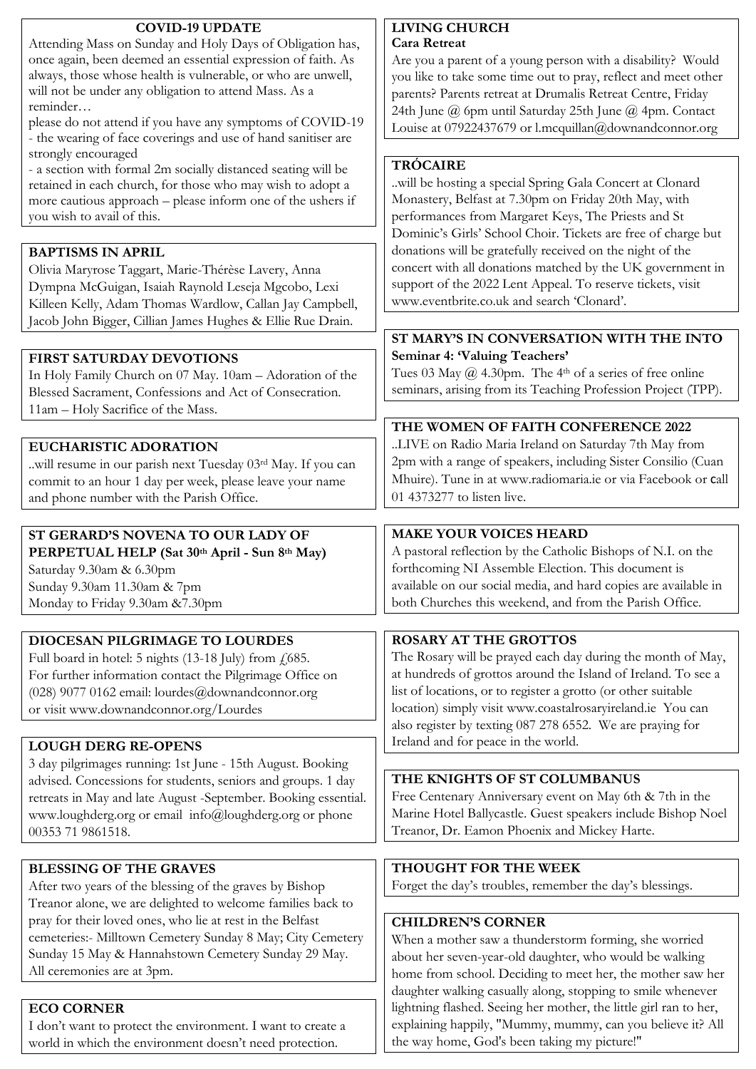## COVID-19 UPDATE

Attending Mass on Sunday and Holy Days of Obligation has, once again, been deemed an essential expression of faith. As always, those whose health is vulnerable, or who are unwell, will not be under any obligation to attend Mass. As a reminder…

please do not attend if you have any symptoms of COVID-19

- the wearing of face coverings and use of hand sanitiser are strongly encouraged
- a section with formal 2m socially distanced seating will be retained in each church, for those who may wish to adopt a more cautious approach – please inform one of the ushers if you wish to avail of this.

## BAPTISMS IN APRIL

Olivia Maryrose Taggart, Marie-Thérèse Lavery, Anna Dympna McGuigan, Isaiah Raynold Leseja Mgcobo, Lexi Killeen Kelly, Adam Thomas Wardlow, Callan Jay Campbell, Jacob John Bigger, Cillian James Hughes & Ellie Rue Drain.

## FIRST SATURDAY DEVOTIONS

In Holy Family Church on 07 May. 10am – Adoration of the Blessed Sacrament, Confessions and Act of Consecration. 11am – Holy Sacrifice of the Mass.

## EUCHARISTIC ADORATION

..will resume in our parish next Tuesday 03rd May. If you can commit to an hour 1 day per week, please leave your name and phone number with the Parish Office.

## ST GERARD'S NOVENA TO OUR LADY OF PERPETUAL HELP (Sat 30th April - Sun 8th May)

Saturday 9.30am & 6.30pm
Sunday 9.30am 11.30am & 7pm
Monday to Friday 9.30am &7.30pm

## DIOCESAN PILGRIMAGE TO LOURDES

Full board in hotel: 5 nights (13-18 July) from £685.
For further information contact the Pilgrimage Office on (028) 9077 0162 email: lourdes@downandconnor.org or visit www.downandconnor.org/Lourdes

## LOUGH DERG RE-OPENS

3 day pilgrimages running: 1st June - 15th August. Booking advised. Concessions for students, seniors and groups. 1 day retreats in May and late August -September. Booking essential. www.loughderg.org or email info@loughderg.org or phone 00353 71 9861518.

## BLESSING OF THE GRAVES

After two years of the blessing of the graves by Bishop Treanor alone, we are delighted to welcome families back to pray for their loved ones, who lie at rest in the Belfast cemeteries:- Milltown Cemetery Sunday 8 May; City Cemetery Sunday 15 May & Hannahstown Cemetery Sunday 29 May. All ceremonies are at 3pm.

## ECO CORNER

I don't want to protect the environment. I want to create a world in which the environment doesn't need protection.

## LIVING CHURCH

**Cara Retreat**

Are you a parent of a young person with a disability? Would you like to take some time out to pray, reflect and meet other parents? Parents retreat at Drumalis Retreat Centre, Friday 24th June @ 6pm until Saturday 25th June @ 4pm. Contact Louise at 07922437679 or l.mcquillan@downandconnor.org

## TRÓCAIRE

..will be hosting a special Spring Gala Concert at Clonard Monastery, Belfast at 7.30pm on Friday 20th May, with performances from Margaret Keys, The Priests and St Dominic's Girls' School Choir. Tickets are free of charge but donations will be gratefully received on the night of the concert with all donations matched by the UK government in support of the 2022 Lent Appeal. To reserve tickets, visit www.eventbrite.co.uk and search 'Clonard'.

## ST MARY'S IN CONVERSATION WITH THE INTO

**Seminar 4: 'Valuing Teachers'**

Tues 03 May @ 4.30pm. The 4th of a series of free online seminars, arising from its Teaching Profession Project (TPP).

## THE WOMEN OF FAITH CONFERENCE 2022

..LIVE on Radio Maria Ireland on Saturday 7th May from 2pm with a range of speakers, including Sister Consilio (Cuan Mhuire). Tune in at www.radiomaria.ie or via Facebook or call 01 4373277 to listen live.

## MAKE YOUR VOICES HEARD

A pastoral reflection by the Catholic Bishops of N.I. on the forthcoming NI Assemble Election. This document is available on our social media, and hard copies are available in both Churches this weekend, and from the Parish Office.

## ROSARY AT THE GROTTOS

The Rosary will be prayed each day during the month of May, at hundreds of grottos around the Island of Ireland. To see a list of locations, or to register a grotto (or other suitable location) simply visit www.coastalrosaryireland.ie You can also register by texting 087 278 6552. We are praying for Ireland and for peace in the world.

## THE KNIGHTS OF ST COLUMBANUS

Free Centenary Anniversary event on May 6th & 7th in the Marine Hotel Ballycastle. Guest speakers include Bishop Noel Treanor, Dr. Eamon Phoenix and Mickey Harte.

## THOUGHT FOR THE WEEK

Forget the day's troubles, remember the day's blessings.

## CHILDREN'S CORNER

When a mother saw a thunderstorm forming, she worried about her seven-year-old daughter, who would be walking home from school. Deciding to meet her, the mother saw her daughter walking casually along, stopping to smile whenever lightning flashed. Seeing her mother, the little girl ran to her, explaining happily, "Mummy, mummy, can you believe it? All the way home, God's been taking my picture!"